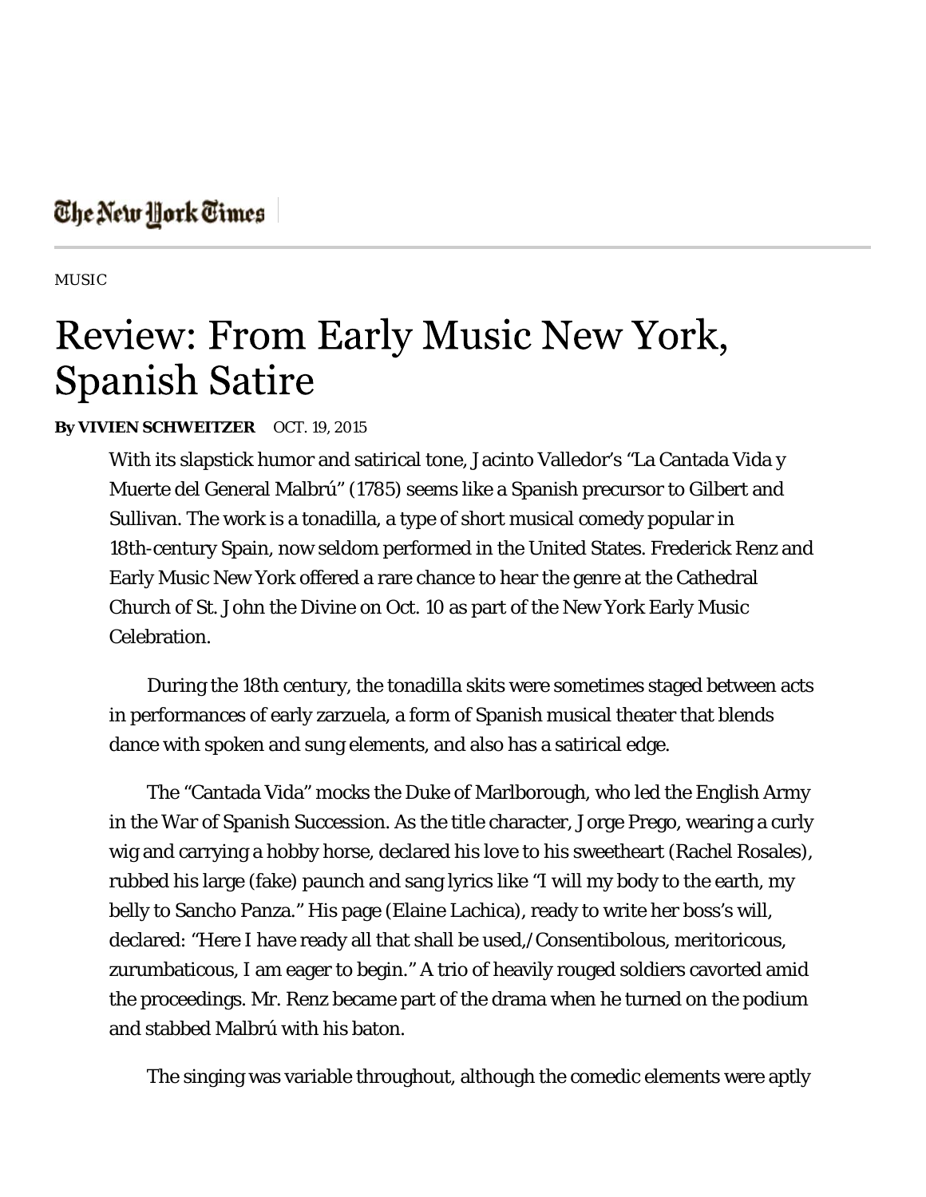The New York Times

MUSIC

# Review: From Early Music New York, Spanish Satire

**By VIVIEN SCHWEITZER** OCT. 19, 2015

With its slapstick humor and satirical tone, Jacinto Valledor's "La Cantada Vida y Muerte del General Malbrú" (1785) seems like a Spanish precursor to Gilbert and Sullivan. The work is a tonadilla, a type of short musical comedy popular in 18th-century Spain, now seldom performed in the United States. Frederick Renz and Early Music New York offered a rare chance to hear the genre at the Cathedral Church of St. John the Divine on Oct. 10 as part of the New York Early Music Celebration.

During the 18th century, the tonadilla skits were sometimes staged between acts in performances of early zarzuela, a form of Spanish musical theater that blends dance with spoken and sung elements, and also has a satirical edge.

The "Cantada Vida" mocks the Duke of Marlborough, who led the English Army in the War of Spanish Succession. As the title character, Jorge Prego, wearing a curly wig and carrying a hobby horse, declared his love to his sweetheart (Rachel Rosales), rubbed his large (fake) paunch and sang lyrics like "I will my body to the earth, my belly to Sancho Panza." His page (Elaine Lachica), ready to write her boss's will, declared: "Here I have ready all that shall be used,/Consentibolous, meritoricous, zurumbaticous, I am eager to begin." A trio of heavily rouged soldiers cavorted amid the proceedings. Mr. Renz became part of the drama when he turned on the podium and stabbed Malbrú with his baton.

The singing was variable throughout, although the comedic elements were aptly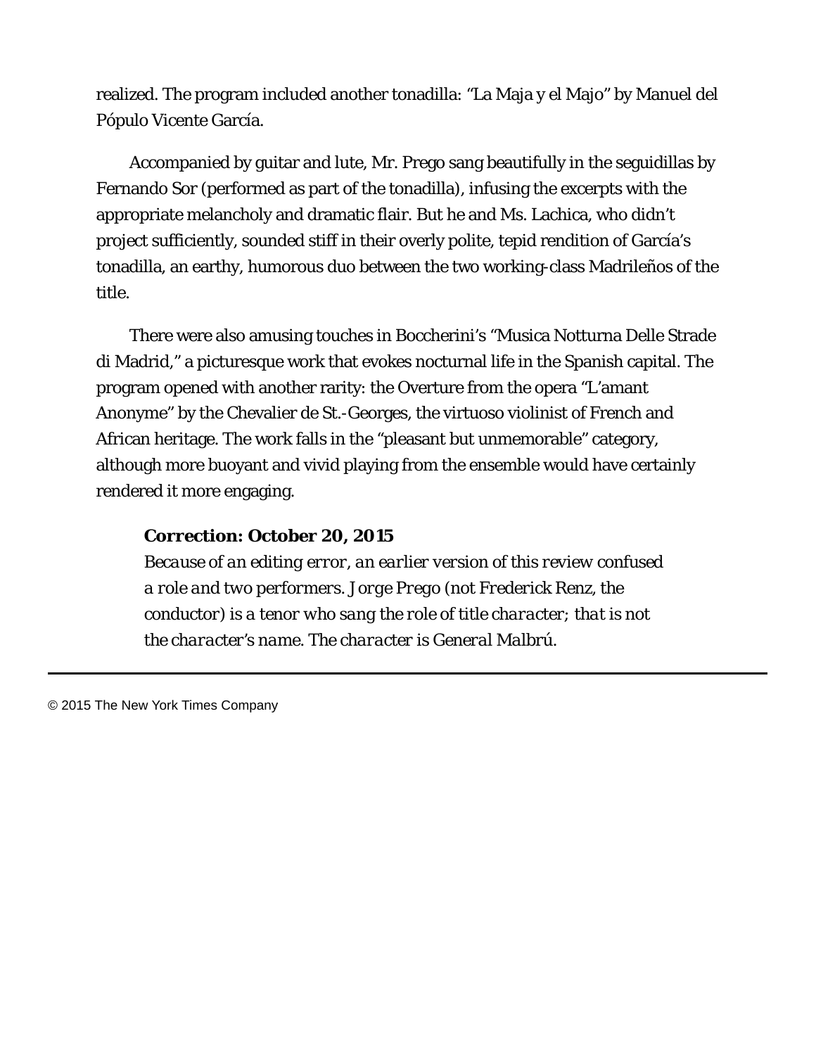realized. The program included another tonadilla: "La Maja y el Majo" by Manuel del Pópulo Vicente García.

Accompanied by guitar and lute, Mr. Prego sang beautifully in the seguidillas by Fernando Sor (performed as part of the tonadilla), infusing the excerpts with the appropriate melancholy and dramatic flair. But he and Ms. Lachica, who didn't project sufficiently, sounded stiff in their overly polite, tepid rendition of García's tonadilla, an earthy, humorous duo between the two working-class Madrileños of the title.

There were also amusing touches in Boccherini's "Musica Notturna Delle Strade di Madrid," a picturesque work that evokes nocturnal life in the Spanish capital. The program opened with another rarity: the Overture from the opera "L'amant Anonyme" by the Chevalier de St.-Georges, the virtuoso violinist of French and African heritage. The work falls in the "pleasant but unmemorable" category, although more buoyant and vivid playing from the ensemble would have certainly rendered it more engaging.

***Correction: October 20, 2015***

*Because of an editing error, an earlier version of this review confused a role and two performers. Jorge Prego (not Frederick Renz, the conductor) is a tenor who sang the role of title character; that is not the character's name. The character is General Malbrú.*

---

© 2015 The New York Times Company